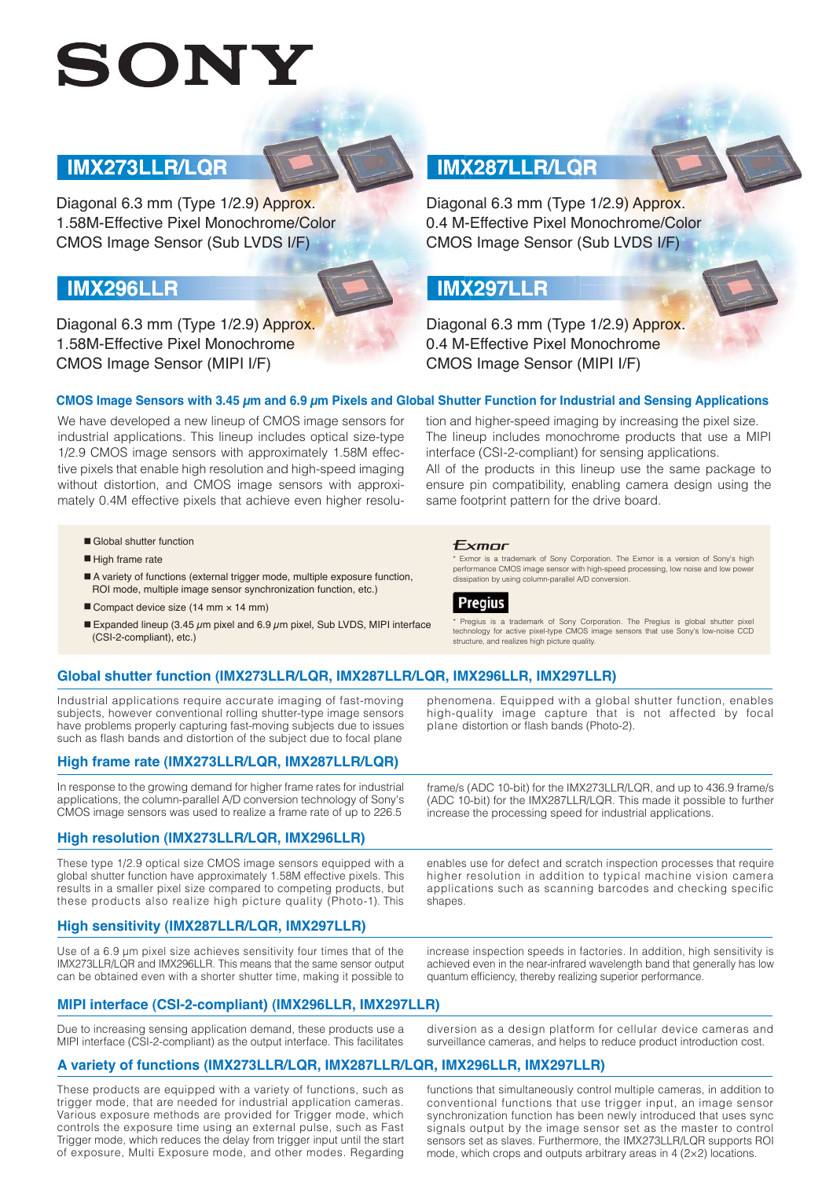# SONY

## IMX273LLR/LQR

Diagonal 6.3 mm (Type 1/2.9) Approx. 1.58M-Effective Pixel Monochrome/Color CMOS Image Sensor (Sub LVDS I/F)

## IMX287LLR/LQR

Diagonal 6.3 mm (Type 1/2.9) Approx. 0.4 M-Effective Pixel Monochrome/Color CMOS Image Sensor (Sub LVDS I/F)

## IMX296LLR

Diagonal 6.3 mm (Type 1/2.9) Approx. 1.58M-Effective Pixel Monochrome CMOS Image Sensor (MIPI I/F)

## IMX297LLR

Diagonal 6.3 mm (Type 1/2.9) Approx. 0.4 M-Effective Pixel Monochrome CMOS Image Sensor (MIPI I/F)

### CMOS Image Sensors with 3.45 μm and 6.9 μm Pixels and Global Shutter Function for Industrial and Sensing Applications

We have developed a new lineup of CMOS image sensors for industrial applications. This lineup includes optical size-type 1/2.9 CMOS image sensors with approximately 1.58M effective pixels that enable high resolution and high-speed imaging without distortion, and CMOS image sensors with approximately 0.4M effective pixels that achieve even higher resolution and higher-speed imaging by increasing the pixel size. The lineup includes monochrome products that use a MIPI interface (CSI-2-compliant) for sensing applications.

All of the products in this lineup use the same package to ensure pin compatibility, enabling camera design using the same footprint pattern for the drive board.

- Global shutter function
- High frame rate
- A variety of functions (external trigger mode, multiple exposure function, ROI mode, multiple image sensor synchronization function, etc.)
- Compact device size (14 mm × 14 mm)
- Expanded lineup (3.45 μm pixel and 6.9 μm pixel, Sub LVDS, MIPI interface (CSI-2-compliant), etc.)

Exmor

\* Exmor is a trademark of Sony Corporation. The Exmor is a version of Sony's high performance CMOS image sensor with high-speed processing, low noise and low power dissipation by using column-parallel A/D conversion.

Pregius

\* Pregius is a trademark of Sony Corporation. The Pregius is global shutter pixel technology for active pixel-type CMOS image sensors that use Sony's low-noise CCD structure, and realizes high picture quality.

### Global shutter function (IMX273LLR/LQR, IMX287LLR/LQR, IMX296LLR, IMX297LLR)

Industrial applications require accurate imaging of fast-moving subjects, however conventional rolling shutter-type image sensors have problems properly capturing fast-moving subjects due to issues such as flash bands and distortion of the subject due to focal plane phenomena. Equipped with a global shutter function, enables high-quality image capture that is not affected by focal plane distortion or flash bands (Photo-2).

### High frame rate (IMX273LLR/LQR, IMX287LLR/LQR)

In response to the growing demand for higher frame rates for industrial applications, the column-parallel A/D conversion technology of Sony's CMOS image sensors was used to realize a frame rate of up to 226.5 frame/s (ADC 10-bit) for the IMX273LLR/LQR, and up to 436.9 frame/s (ADC 10-bit) for the IMX287LLR/LQR. This made it possible to further increase the processing speed for industrial applications.

### High resolution (IMX273LLR/LQR, IMX296LLR)

These type 1/2.9 optical size CMOS image sensors equipped with a global shutter function have approximately 1.58M effective pixels. This results in a smaller pixel size compared to competing products, but these products also realize high picture quality (Photo-1). This enables use for defect and scratch inspection processes that require higher resolution in addition to typical machine vision camera applications such as scanning barcodes and checking specific shapes.

### High sensitivity (IMX287LLR/LQR, IMX297LLR)

Use of a 6.9 μm pixel size achieves sensitivity four times that of the IMX273LLR/LQR and IMX296LLR. This means that the same sensor output can be obtained even with a shorter shutter time, making it possible to increase inspection speeds in factories. In addition, high sensitivity is achieved even in the near-infrared wavelength band that generally has low quantum efficiency, thereby realizing superior performance.

### MIPI interface (CSI-2-compliant) (IMX296LLR, IMX297LLR)

Due to increasing sensing application demand, these products use a MIPI interface (CSI-2-compliant) as the output interface. This facilitates diversion as a design platform for cellular device cameras and surveillance cameras, and helps to reduce product introduction cost.

### A variety of functions (IMX273LLR/LQR, IMX287LLR/LQR, IMX296LLR, IMX297LLR)

These products are equipped with a variety of functions, such as trigger mode, that are needed for industrial application cameras. Various exposure methods are provided for Trigger mode, which controls the exposure time using an external pulse, such as Fast Trigger mode, which reduces the delay from trigger input until the start of exposure, Multi Exposure mode, and other modes. Regarding functions that simultaneously control multiple cameras, in addition to conventional functions that use trigger input, an image sensor synchronization function has been newly introduced that uses sync signals output by the image sensor set as the master to control sensors set as slaves. Furthermore, the IMX273LLR/LQR supports ROI mode, which crops and outputs arbitrary areas in 4 (2×2) locations.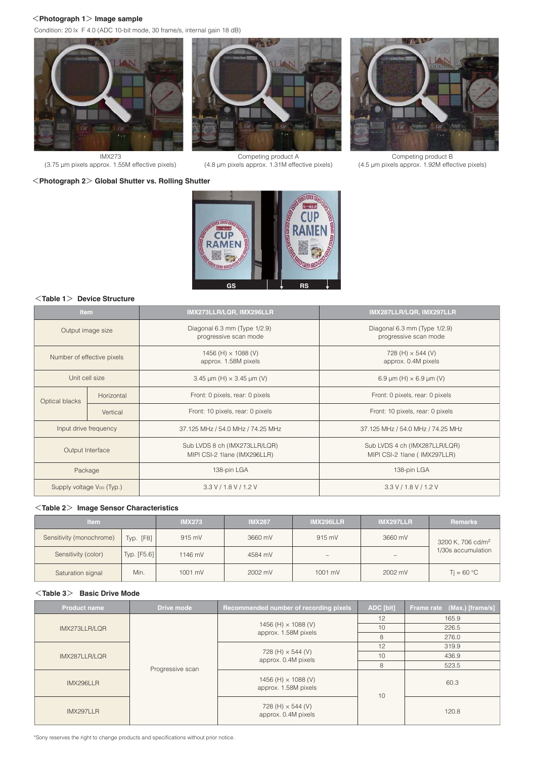<Photograph 1> Image sample

Condition: 20 lx F 4.0 (ADC 10-bit mode, 30 frame/s, internal gain 18 dB)

IMX273
(3.75 µm pixels approx. 1.55M effective pixels)

Competing product A
(4.8 µm pixels approx. 1.31M effective pixels)

Competing product B
(4.5 µm pixels approx. 1.92M effective pixels)

<Photograph 2> Global Shutter vs. Rolling Shutter

GS

RS

<Table 1> Device Structure

| Item | | IMX273LLR/LQR, IMX296LLR | IMX287LLR/LQR, IMX297LLR |
|---|---|---|---|
| Output image size | | Diagonal 6.3 mm (Type 1/2.9) progressive scan mode | Diagonal 6.3 mm (Type 1/2.9) progressive scan mode |
| Number of effective pixels | | 1456 (H) × 1088 (V) approx. 1.58M pixels | 728 (H) × 544 (V) approx. 0.4M pixels |
| Unit cell size | | 3.45 µm (H) × 3.45 µm (V) | 6.9 µm (H) × 6.9 µm (V) |
| Optical blacks | Horizontal | Front: 0 pixels, rear: 0 pixels | Front: 0 pixels, rear: 0 pixels |
| | Vertical | Front: 10 pixels, rear: 0 pixels | Front: 10 pixels, rear: 0 pixels |
| Input drive frequency | | 37.125 MHz / 54.0 MHz / 74.25 MHz | 37.125 MHz / 54.0 MHz / 74.25 MHz |
| Output Interface | | Sub LVDS 8 ch (IMX273LLR/LQR) MIPI CSI-2 1lane (IMX296LLR) | Sub LVDS 4 ch (IMX287LLR/LQR) MIPI CSI-2 1lane ( IMX297LLR) |
| Package | | 138-pin LGA | 138-pin LGA |
| Supply voltage $V_{DD}$ (Typ.) | | 3.3 V / 1.8 V / 1.2 V | 3.3 V / 1.8 V / 1.2 V |

<Table 2> Image Sensor Characteristics

| Item | | IMX273 | IMX287 | IMX296LLR | IMX297LLR | Remarks |
|---|---|---|---|---|---|---|
| Sensitivity (monochrome) | Typ. [F8] | 915 mV | 3660 mV | 915 mV | 3660 mV | 3200 K, 706 cd/m$^2$ 1/30s accumulation |
| Sensitivity (color) | Typ. [F5.6] | 1146 mV | 4584 mV | – | – | |
| Saturation signal | Min. | 1001 mV | 2002 mV | 1001 mV | 2002 mV | Tj = 60 °C |

<Table 3> Basic Drive Mode

| Product name | Drive mode | Recommended number of recording pixels | ADC [bit] | Frame rate (Max.) [frame/s] |
|---|---|---|---|---|
| IMX273LLR/LQR | Progressive scan | 1456 (H) × 1088 (V) approx. 1.58M pixels | 12 | 165.9 |
| | | | 10 | 226.5 |
| | | | 8 | 276.0 |
| IMX287LLR/LQR | | 728 (H) × 544 (V) approx. 0.4M pixels | 12 | 319.9 |
| | | | 10 | 436.9 |
| | | | 8 | 523.5 |
| IMX296LLR | | 1456 (H) × 1088 (V) approx. 1.58M pixels | 10 | 60.3 |
| IMX297LLR | | 728 (H) × 544 (V) approx. 0.4M pixels | | 120.8 |

*Sony reserves the right to change products and specifications without prior notice.